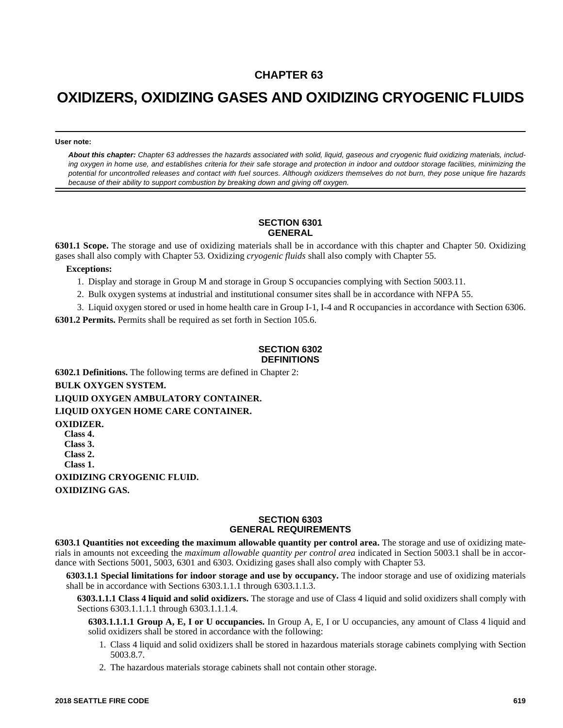# CHAPTER 63

# OXIDIZERS, OXIDIZING GASES AND OXIDIZING CRYOGENIC FLUIDS

**User note:**

***About this chapter:*** *Chapter 63 addresses the hazards associated with solid, liquid, gaseous and cryogenic fluid oxidizing materials, including oxygen in home use, and establishes criteria for their safe storage and protection in indoor and outdoor storage facilities, minimizing the potential for uncontrolled releases and contact with fuel sources. Although oxidizers themselves do not burn, they pose unique fire hazards because of their ability to support combustion by breaking down and giving off oxygen.*

## SECTION 6301
## GENERAL

**6301.1 Scope.** The storage and use of oxidizing materials shall be in accordance with this chapter and Chapter 50. Oxidizing gases shall also comply with Chapter 53. Oxidizing *cryogenic fluids* shall also comply with Chapter 55.

**Exceptions:**

1. Display and storage in Group M and storage in Group S occupancies complying with Section 5003.11.
2. Bulk oxygen systems at industrial and institutional consumer sites shall be in accordance with NFPA 55.
3. Liquid oxygen stored or used in home health care in Group I-1, I-4 and R occupancies in accordance with Section 6306.

**6301.2 Permits.** Permits shall be required as set forth in Section 105.6.

## SECTION 6302
## DEFINITIONS

**6302.1 Definitions.** The following terms are defined in Chapter 2:

**BULK OXYGEN SYSTEM.**

**LIQUID OXYGEN AMBULATORY CONTAINER.**

**LIQUID OXYGEN HOME CARE CONTAINER.**

**OXIDIZER.**
**Class 4.**
**Class 3.**
**Class 2.**
**Class 1.**

**OXIDIZING CRYOGENIC FLUID.**

**OXIDIZING GAS.**

## SECTION 6303
## GENERAL REQUIREMENTS

**6303.1 Quantities not exceeding the maximum allowable quantity per control area.** The storage and use of oxidizing materials in amounts not exceeding the *maximum allowable quantity per control area* indicated in Section 5003.1 shall be in accordance with Sections 5001, 5003, 6301 and 6303. Oxidizing gases shall also comply with Chapter 53.

**6303.1.1 Special limitations for indoor storage and use by occupancy.** The indoor storage and use of oxidizing materials shall be in accordance with Sections 6303.1.1.1 through 6303.1.1.3.

**6303.1.1.1 Class 4 liquid and solid oxidizers.** The storage and use of Class 4 liquid and solid oxidizers shall comply with Sections 6303.1.1.1.1 through 6303.1.1.1.4.

**6303.1.1.1.1 Group A, E, I or U occupancies.** In Group A, E, I or U occupancies, any amount of Class 4 liquid and solid oxidizers shall be stored in accordance with the following:

1. Class 4 liquid and solid oxidizers shall be stored in hazardous materials storage cabinets complying with Section 5003.8.7.
2. The hazardous materials storage cabinets shall not contain other storage.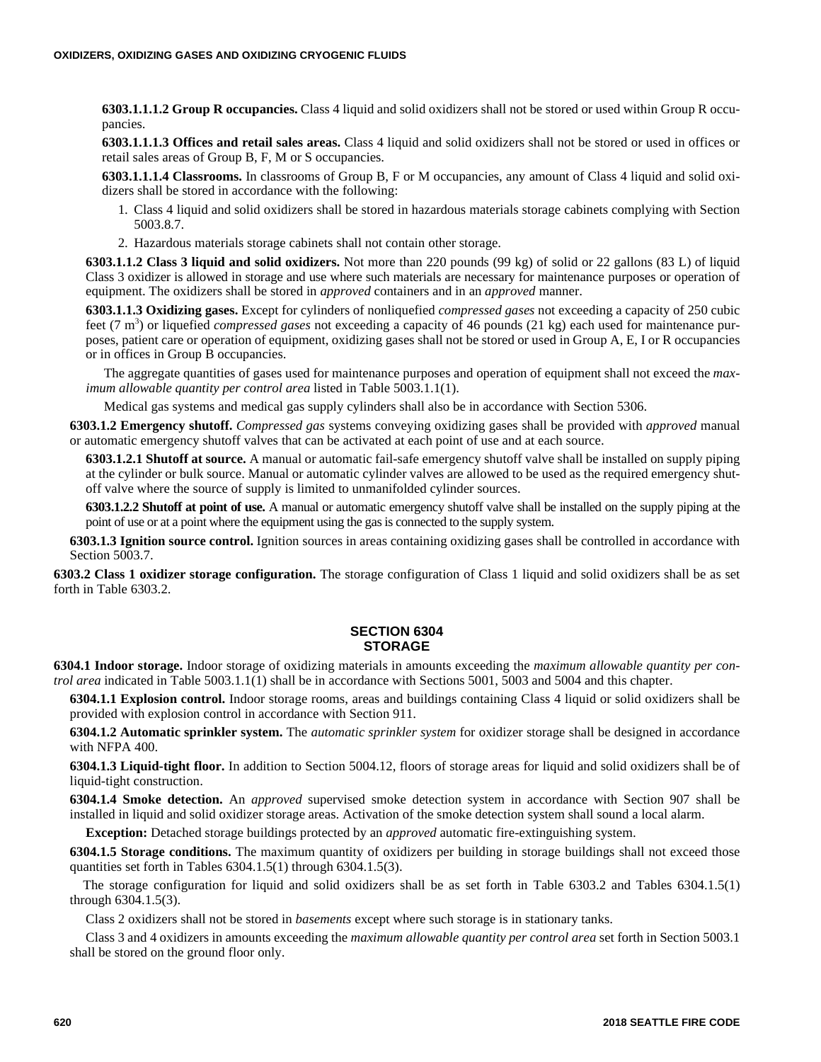**6303.1.1.1.2 Group R occupancies.** Class 4 liquid and solid oxidizers shall not be stored or used within Group R occupancies.

**6303.1.1.1.3 Offices and retail sales areas.** Class 4 liquid and solid oxidizers shall not be stored or used in offices or retail sales areas of Group B, F, M or S occupancies.

**6303.1.1.1.4 Classrooms.** In classrooms of Group B, F or M occupancies, any amount of Class 4 liquid and solid oxidizers shall be stored in accordance with the following:

1. Class 4 liquid and solid oxidizers shall be stored in hazardous materials storage cabinets complying with Section 5003.8.7.
2. Hazardous materials storage cabinets shall not contain other storage.

**6303.1.1.2 Class 3 liquid and solid oxidizers.** Not more than 220 pounds (99 kg) of solid or 22 gallons (83 L) of liquid Class 3 oxidizer is allowed in storage and use where such materials are necessary for maintenance purposes or operation of equipment. The oxidizers shall be stored in *approved* containers and in an *approved* manner.

**6303.1.1.3 Oxidizing gases.** Except for cylinders of nonliquefied *compressed gases* not exceeding a capacity of 250 cubic feet (7 $m^3$) or liquefied *compressed gases* not exceeding a capacity of 46 pounds (21 kg) each used for maintenance purposes, patient care or operation of equipment, oxidizing gases shall not be stored or used in Group A, E, I or R occupancies or in offices in Group B occupancies.

The aggregate quantities of gases used for maintenance purposes and operation of equipment shall not exceed the *maximum allowable quantity per control area* listed in Table 5003.1.1(1).

Medical gas systems and medical gas supply cylinders shall also be in accordance with Section 5306.

**6303.1.2 Emergency shutoff.** *Compressed gas* systems conveying oxidizing gases shall be provided with *approved* manual or automatic emergency shutoff valves that can be activated at each point of use and at each source.

**6303.1.2.1 Shutoff at source.** A manual or automatic fail-safe emergency shutoff valve shall be installed on supply piping at the cylinder or bulk source. Manual or automatic cylinder valves are allowed to be used as the required emergency shutoff valve where the source of supply is limited to unmanifolded cylinder sources.

**6303.1.2.2 Shutoff at point of use.** A manual or automatic emergency shutoff valve shall be installed on the supply piping at the point of use or at a point where the equipment using the gas is connected to the supply system.

**6303.1.3 Ignition source control.** Ignition sources in areas containing oxidizing gases shall be controlled in accordance with Section 5003.7.

**6303.2 Class 1 oxidizer storage configuration.** The storage configuration of Class 1 liquid and solid oxidizers shall be as set forth in Table 6303.2.

## SECTION 6304 STORAGE

**6304.1 Indoor storage.** Indoor storage of oxidizing materials in amounts exceeding the *maximum allowable quantity per control area* indicated in Table 5003.1.1(1) shall be in accordance with Sections 5001, 5003 and 5004 and this chapter.

**6304.1.1 Explosion control.** Indoor storage rooms, areas and buildings containing Class 4 liquid or solid oxidizers shall be provided with explosion control in accordance with Section 911.

**6304.1.2 Automatic sprinkler system.** The *automatic sprinkler system* for oxidizer storage shall be designed in accordance with NFPA 400.

**6304.1.3 Liquid-tight floor.** In addition to Section 5004.12, floors of storage areas for liquid and solid oxidizers shall be of liquid-tight construction.

**6304.1.4 Smoke detection.** An *approved* supervised smoke detection system in accordance with Section 907 shall be installed in liquid and solid oxidizer storage areas. Activation of the smoke detection system shall sound a local alarm.

**Exception:** Detached storage buildings protected by an *approved* automatic fire-extinguishing system.

**6304.1.5 Storage conditions.** The maximum quantity of oxidizers per building in storage buildings shall not exceed those quantities set forth in Tables 6304.1.5(1) through 6304.1.5(3).

The storage configuration for liquid and solid oxidizers shall be as set forth in Table 6303.2 and Tables 6304.1.5(1) through 6304.1.5(3).

Class 2 oxidizers shall not be stored in *basements* except where such storage is in stationary tanks.

Class 3 and 4 oxidizers in amounts exceeding the *maximum allowable quantity per control area* set forth in Section 5003.1 shall be stored on the ground floor only.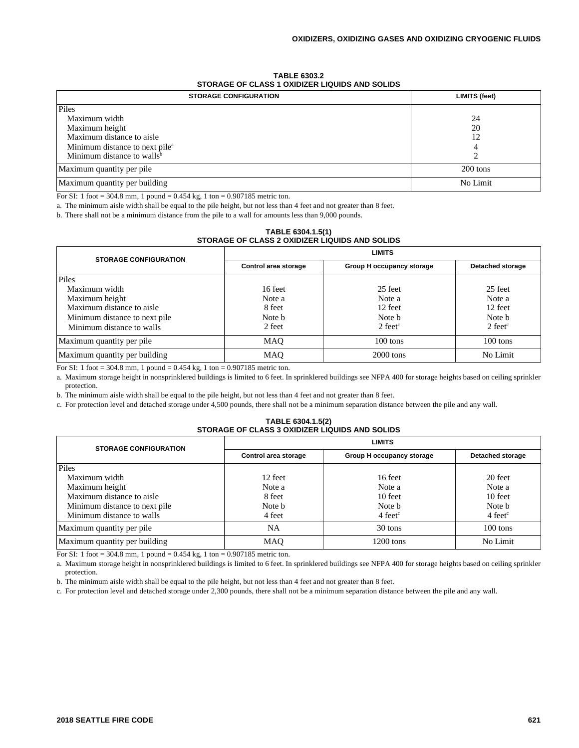**TABLE 6303.2**
**STORAGE OF CLASS 1 OXIDIZER LIQUIDS AND SOLIDS**

| STORAGE CONFIGURATION | LIMITS (feet) |
|---|---|
| Piles | |
| Maximum width | 24 |
| Maximum height | 20 |
| Maximum distance to aisle | 12 |
| Minimum distance to next pile[a] | 4 |
| Minimum distance to walls[b] | 2 |
| Maximum quantity per pile | 200 tons |
| Maximum quantity per building | No Limit |

For SI: 1 foot = 304.8 mm, 1 pound = 0.454 kg, 1 ton = 0.907185 metric ton.

a. The minimum aisle width shall be equal to the pile height, but not less than 4 feet and not greater than 8 feet.

b. There shall not be a minimum distance from the pile to a wall for amounts less than 9,000 pounds.

**TABLE 6304.1.5(1)**
**STORAGE OF CLASS 2 OXIDIZER LIQUIDS AND SOLIDS**

| STORAGE CONFIGURATION | LIMITS | | |
|---|---|---|---|
| | Control area storage | Group H occupancy storage | Detached storage |
| Piles | | | |
| Maximum width | 16 feet | 25 feet | 25 feet |
| Maximum height | Note a | Note a | Note a |
| Maximum distance to aisle | 8 feet | 12 feet | 12 feet |
| Minimum distance to next pile | Note b | Note b | Note b |
| Minimum distance to walls | 2 feet | 2 feet[c] | 2 feet[c] |
| Maximum quantity per pile | MAQ | 100 tons | 100 tons |
| Maximum quantity per building | MAQ | 2000 tons | No Limit |

For SI: 1 foot = 304.8 mm, 1 pound = 0.454 kg, 1 ton = 0.907185 metric ton.

a. Maximum storage height in nonsprinklered buildings is limited to 6 feet. In sprinklered buildings see NFPA 400 for storage heights based on ceiling sprinkler protection.

b. The minimum aisle width shall be equal to the pile height, but not less than 4 feet and not greater than 8 feet.

c. For protection level and detached storage under 4,500 pounds, there shall not be a minimum separation distance between the pile and any wall.

**TABLE 6304.1.5(2)**
**STORAGE OF CLASS 3 OXIDIZER LIQUIDS AND SOLIDS**

| STORAGE CONFIGURATION | LIMITS | | |
|---|---|---|---|
| | Control area storage | Group H occupancy storage | Detached storage |
| Piles | | | |
| Maximum width | 12 feet | 16 feet | 20 feet |
| Maximum height | Note a | Note a | Note a |
| Maximum distance to aisle | 8 feet | 10 feet | 10 feet |
| Minimum distance to next pile | Note b | Note b | Note b |
| Minimum distance to walls | 4 feet | 4 feet[c] | 4 feet[c] |
| Maximum quantity per pile | NA | 30 tons | 100 tons |
| Maximum quantity per building | MAQ | 1200 tons | No Limit |

For SI: 1 foot = 304.8 mm, 1 pound = 0.454 kg, 1 ton = 0.907185 metric ton.

a. Maximum storage height in nonsprinklered buildings is limited to 6 feet. In sprinklered buildings see NFPA 400 for storage heights based on ceiling sprinkler protection.

b. The minimum aisle width shall be equal to the pile height, but not less than 4 feet and not greater than 8 feet.

c. For protection level and detached storage under 2,300 pounds, there shall not be a minimum separation distance between the pile and any wall.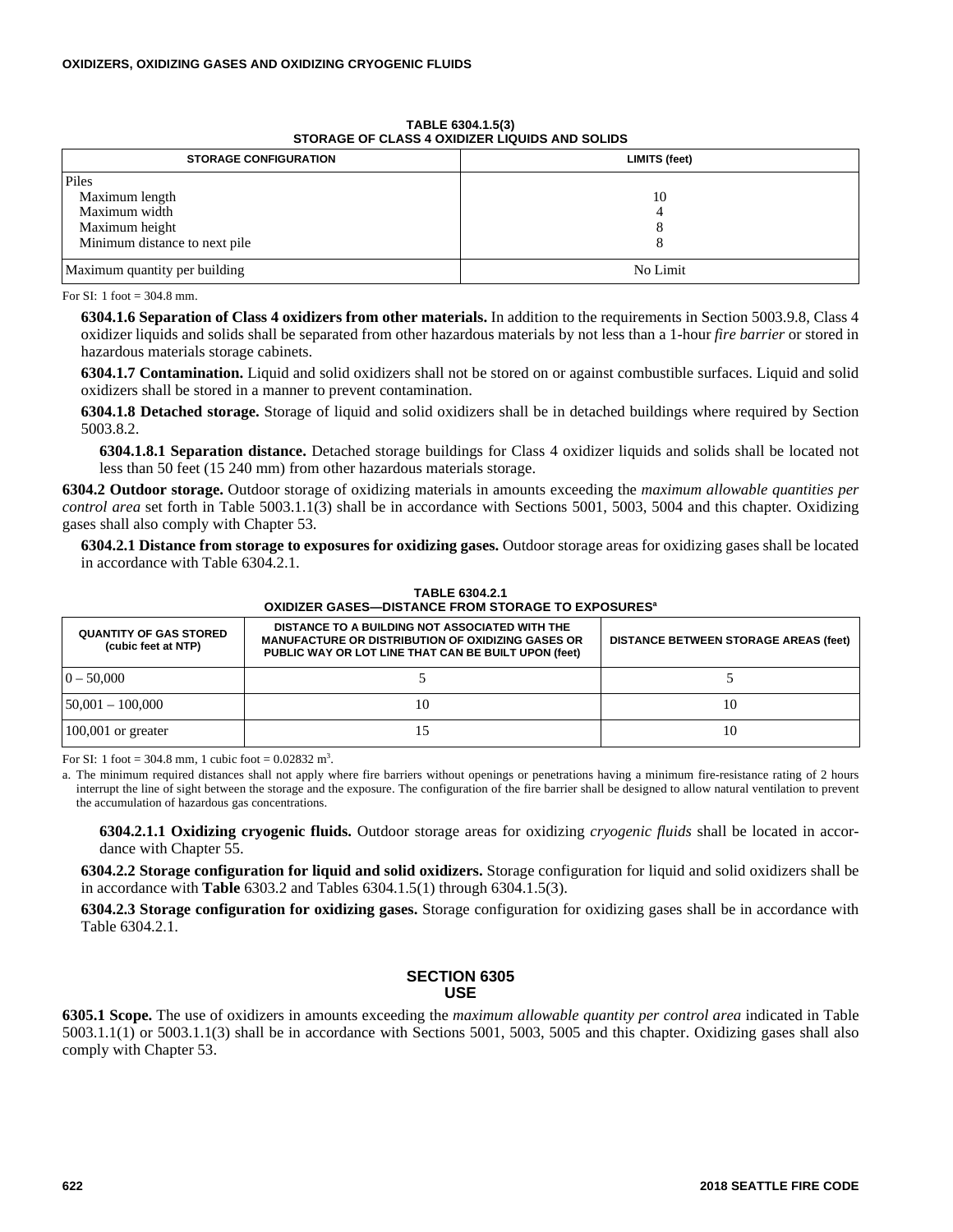**TABLE 6304.1.5(3)**
**STORAGE OF CLASS 4 OXIDIZER LIQUIDS AND SOLIDS**

| STORAGE CONFIGURATION | LIMITS (feet) |
|---|---|
| Piles | |
| Maximum length | 10 |
| Maximum width | 4 |
| Maximum height | 8 |
| Minimum distance to next pile | 8 |
| Maximum quantity per building | No Limit |

For SI: 1 foot = 304.8 mm.

**6304.1.6 Separation of Class 4 oxidizers from other materials.** In addition to the requirements in Section 5003.9.8, Class 4 oxidizer liquids and solids shall be separated from other hazardous materials by not less than a 1-hour *fire barrier* or stored in hazardous materials storage cabinets.

**6304.1.7 Contamination.** Liquid and solid oxidizers shall not be stored on or against combustible surfaces. Liquid and solid oxidizers shall be stored in a manner to prevent contamination.

**6304.1.8 Detached storage.** Storage of liquid and solid oxidizers shall be in detached buildings where required by Section 5003.8.2.

**6304.1.8.1 Separation distance.** Detached storage buildings for Class 4 oxidizer liquids and solids shall be located not less than 50 feet (15 240 mm) from other hazardous materials storage.

**6304.2 Outdoor storage.** Outdoor storage of oxidizing materials in amounts exceeding the *maximum allowable quantities per control area* set forth in Table 5003.1.1(3) shall be in accordance with Sections 5001, 5003, 5004 and this chapter. Oxidizing gases shall also comply with Chapter 53.

**6304.2.1 Distance from storage to exposures for oxidizing gases.** Outdoor storage areas for oxidizing gases shall be located in accordance with Table 6304.2.1.

**TABLE 6304.2.1**
**OXIDIZER GASES—DISTANCE FROM STORAGE TO EXPOSURES[a]**

| QUANTITY OF GAS STORED (cubic feet at NTP) | DISTANCE TO A BUILDING NOT ASSOCIATED WITH THE MANUFACTURE OR DISTRIBUTION OF OXIDIZING GASES OR PUBLIC WAY OR LOT LINE THAT CAN BE BUILT UPON (feet) | DISTANCE BETWEEN STORAGE AREAS (feet) |
|---|---|---|
| 0 – 50,000 | 5 | 5 |
| 50,001 – 100,000 | 10 | 10 |
| 100,001 or greater | 15 | 10 |

For SI: 1 foot = 304.8 mm, 1 cubic foot = 0.02832 $m^3$.

a. The minimum required distances shall not apply where fire barriers without openings or penetrations having a minimum fire-resistance rating of 2 hours interrupt the line of sight between the storage and the exposure. The configuration of the fire barrier shall be designed to allow natural ventilation to prevent the accumulation of hazardous gas concentrations.

**6304.2.1.1 Oxidizing cryogenic fluids.** Outdoor storage areas for oxidizing *cryogenic fluids* shall be located in accordance with Chapter 55.

**6304.2.2 Storage configuration for liquid and solid oxidizers.** Storage configuration for liquid and solid oxidizers shall be in accordance with **Table** 6303.2 and Tables 6304.1.5(1) through 6304.1.5(3).

**6304.2.3 Storage configuration for oxidizing gases.** Storage configuration for oxidizing gases shall be in accordance with Table 6304.2.1.

## SECTION 6305 USE

**6305.1 Scope.** The use of oxidizers in amounts exceeding the *maximum allowable quantity per control area* indicated in Table 5003.1.1(1) or 5003.1.1(3) shall be in accordance with Sections 5001, 5003, 5005 and this chapter. Oxidizing gases shall also comply with Chapter 53.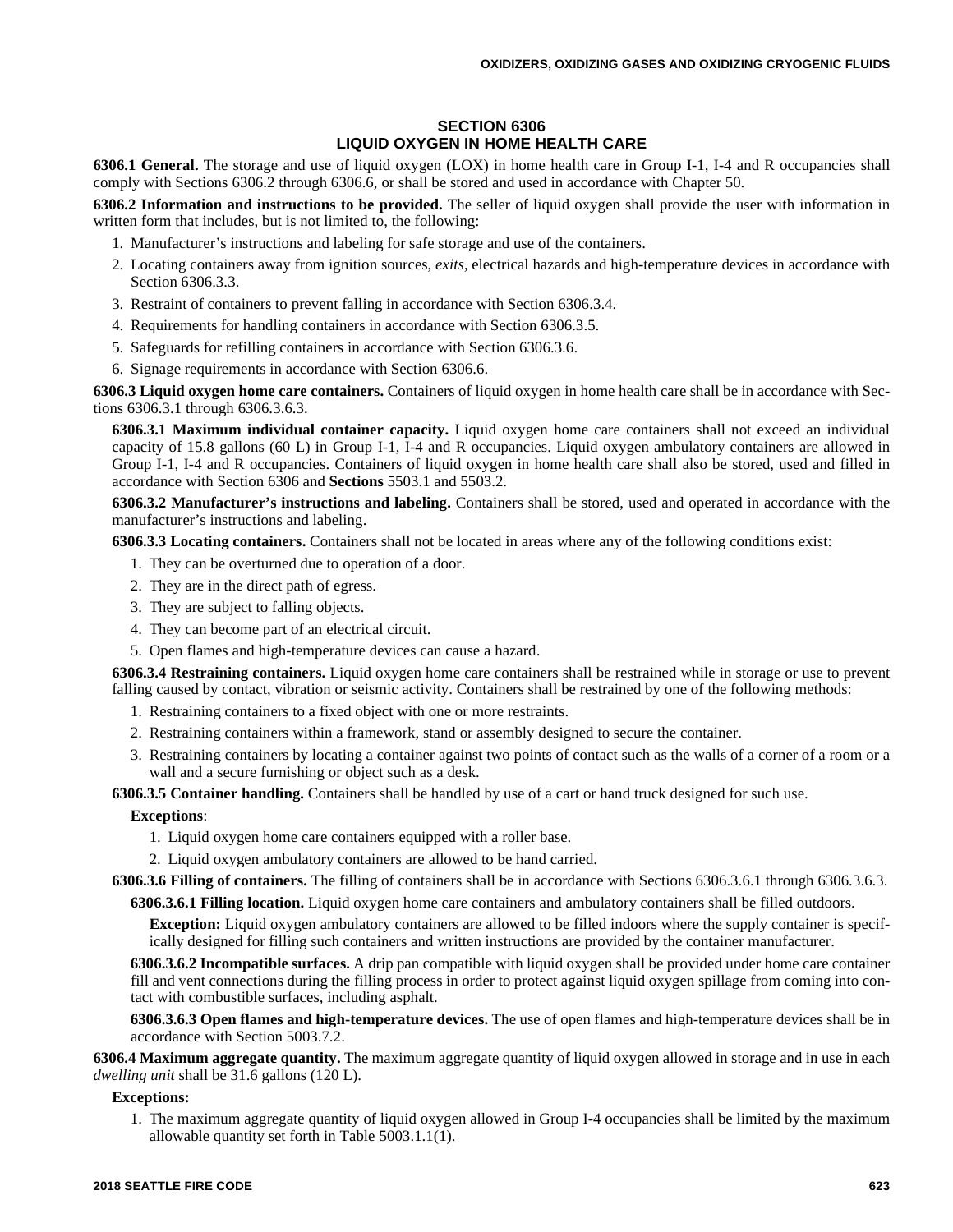## SECTION 6306
## LIQUID OXYGEN IN HOME HEALTH CARE

**6306.1 General.** The storage and use of liquid oxygen (LOX) in home health care in Group I-1, I-4 and R occupancies shall comply with Sections 6306.2 through 6306.6, or shall be stored and used in accordance with Chapter 50.

**6306.2 Information and instructions to be provided.** The seller of liquid oxygen shall provide the user with information in written form that includes, but is not limited to, the following:

1. Manufacturer's instructions and labeling for safe storage and use of the containers.
2. Locating containers away from ignition sources, *exits*, electrical hazards and high-temperature devices in accordance with Section 6306.3.3.
3. Restraint of containers to prevent falling in accordance with Section 6306.3.4.
4. Requirements for handling containers in accordance with Section 6306.3.5.
5. Safeguards for refilling containers in accordance with Section 6306.3.6.
6. Signage requirements in accordance with Section 6306.6.

**6306.3 Liquid oxygen home care containers.** Containers of liquid oxygen in home health care shall be in accordance with Sections 6306.3.1 through 6306.3.6.3.

**6306.3.1 Maximum individual container capacity.** Liquid oxygen home care containers shall not exceed an individual capacity of 15.8 gallons (60 L) in Group I-1, I-4 and R occupancies. Liquid oxygen ambulatory containers are allowed in Group I-1, I-4 and R occupancies. Containers of liquid oxygen in home health care shall also be stored, used and filled in accordance with Section 6306 and **Sections** 5503.1 and 5503.2.

**6306.3.2 Manufacturer's instructions and labeling.** Containers shall be stored, used and operated in accordance with the manufacturer's instructions and labeling.

**6306.3.3 Locating containers.** Containers shall not be located in areas where any of the following conditions exist:

1. They can be overturned due to operation of a door.
2. They are in the direct path of egress.
3. They are subject to falling objects.
4. They can become part of an electrical circuit.
5. Open flames and high-temperature devices can cause a hazard.

**6306.3.4 Restraining containers.** Liquid oxygen home care containers shall be restrained while in storage or use to prevent falling caused by contact, vibration or seismic activity. Containers shall be restrained by one of the following methods:

1. Restraining containers to a fixed object with one or more restraints.
2. Restraining containers within a framework, stand or assembly designed to secure the container.
3. Restraining containers by locating a container against two points of contact such as the walls of a corner of a room or a wall and a secure furnishing or object such as a desk.

**6306.3.5 Container handling.** Containers shall be handled by use of a cart or hand truck designed for such use.

**Exceptions**:

1. Liquid oxygen home care containers equipped with a roller base.
2. Liquid oxygen ambulatory containers are allowed to be hand carried.

**6306.3.6 Filling of containers.** The filling of containers shall be in accordance with Sections 6306.3.6.1 through 6306.3.6.3.

**6306.3.6.1 Filling location.** Liquid oxygen home care containers and ambulatory containers shall be filled outdoors.

**Exception:** Liquid oxygen ambulatory containers are allowed to be filled indoors where the supply container is specifically designed for filling such containers and written instructions are provided by the container manufacturer.

**6306.3.6.2 Incompatible surfaces.** A drip pan compatible with liquid oxygen shall be provided under home care container fill and vent connections during the filling process in order to protect against liquid oxygen spillage from coming into contact with combustible surfaces, including asphalt.

**6306.3.6.3 Open flames and high-temperature devices.** The use of open flames and high-temperature devices shall be in accordance with Section 5003.7.2.

**6306.4 Maximum aggregate quantity.** The maximum aggregate quantity of liquid oxygen allowed in storage and in use in each *dwelling unit* shall be 31.6 gallons (120 L).

**Exceptions:**

1. The maximum aggregate quantity of liquid oxygen allowed in Group I-4 occupancies shall be limited by the maximum allowable quantity set forth in Table 5003.1.1(1).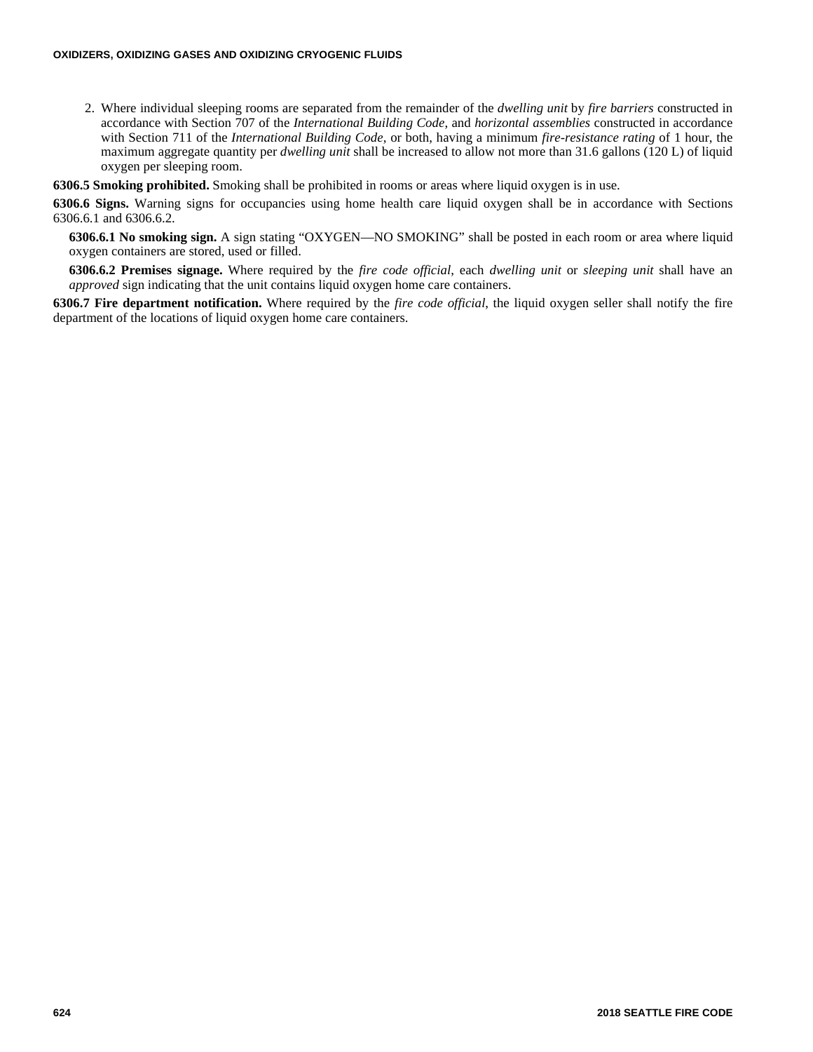2. Where individual sleeping rooms are separated from the remainder of the *dwelling unit* by *fire barriers* constructed in accordance with Section 707 of the *International Building Code,* and *horizontal assemblies* constructed in accordance with Section 711 of the *International Building Code*, or both, having a minimum *fire-resistance rating* of 1 hour, the maximum aggregate quantity per *dwelling unit* shall be increased to allow not more than 31.6 gallons (120 L) of liquid oxygen per sleeping room.

**6306.5 Smoking prohibited.** Smoking shall be prohibited in rooms or areas where liquid oxygen is in use.

**6306.6 Signs.** Warning signs for occupancies using home health care liquid oxygen shall be in accordance with Sections 6306.6.1 and 6306.6.2.

**6306.6.1 No smoking sign.** A sign stating "OXYGEN—NO SMOKING" shall be posted in each room or area where liquid oxygen containers are stored, used or filled.

**6306.6.2 Premises signage.** Where required by the *fire code official*, each *dwelling unit* or *sleeping unit* shall have an *approved* sign indicating that the unit contains liquid oxygen home care containers.

**6306.7 Fire department notification.** Where required by the *fire code official*, the liquid oxygen seller shall notify the fire department of the locations of liquid oxygen home care containers.